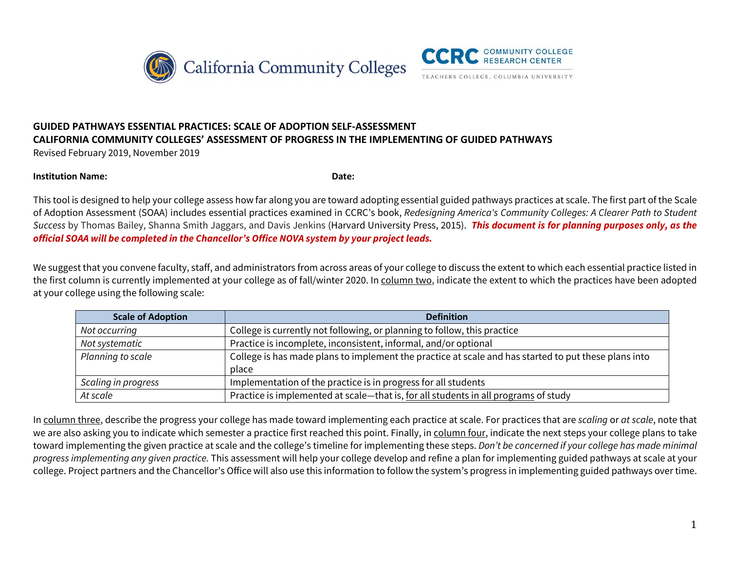**GUIDED PATHWAYS ESSENTIAL PRACTICES: SCALE OF ADOPTION SELF-ASSESSMENT**
**CALIFORNIA COMMUNITY COLLEGES' ASSESSMENT OF PROGRESS IN THE IMPLEMENTING OF GUIDED PATHWAYS**
Revised February 2019, November 2019

**Institution Name:** **Date:**

This tool is designed to help your college assess how far along you are toward adopting essential guided pathways practices at scale. The first part of the Scale of Adoption Assessment (SOAA) includes essential practices examined in CCRC's book, *Redesigning America's Community Colleges: A Clearer Path to Student Success* by Thomas Bailey, Shanna Smith Jaggars, and Davis Jenkins (Harvard University Press, 2015). ***This document is for planning purposes only, as the official SOAA will be completed in the Chancellor's Office NOVA system by your project leads.***

We suggest that you convene faculty, staff, and administrators from across areas of your college to discuss the extent to which each essential practice listed in the first column is currently implemented at your college as of fall/winter 2020. In column two, indicate the extent to which the practices have been adopted at your college using the following scale:

| Scale of Adoption | Definition |
|---|---|
| *Not occurring* | College is currently not following, or planning to follow, this practice |
| *Not systematic* | Practice is incomplete, inconsistent, informal, and/or optional |
| *Planning to scale* | College is has made plans to implement the practice at scale and has started to put these plans into place |
| *Scaling in progress* | Implementation of the practice is in progress for all students |
| *At scale* | Practice is implemented at scale—that is, for all students in all programs of study |

In column three, describe the progress your college has made toward implementing each practice at scale. For practices that are *scaling* or *at scale*, note that we are also asking you to indicate which semester a practice first reached this point. Finally, in column four, indicate the next steps your college plans to take toward implementing the given practice at scale and the college's timeline for implementing these steps. *Don't be concerned if your college has made minimal progress implementing any given practice.* This assessment will help your college develop and refine a plan for implementing guided pathways at scale at your college. Project partners and the Chancellor's Office will also use this information to follow the system's progress in implementing guided pathways over time.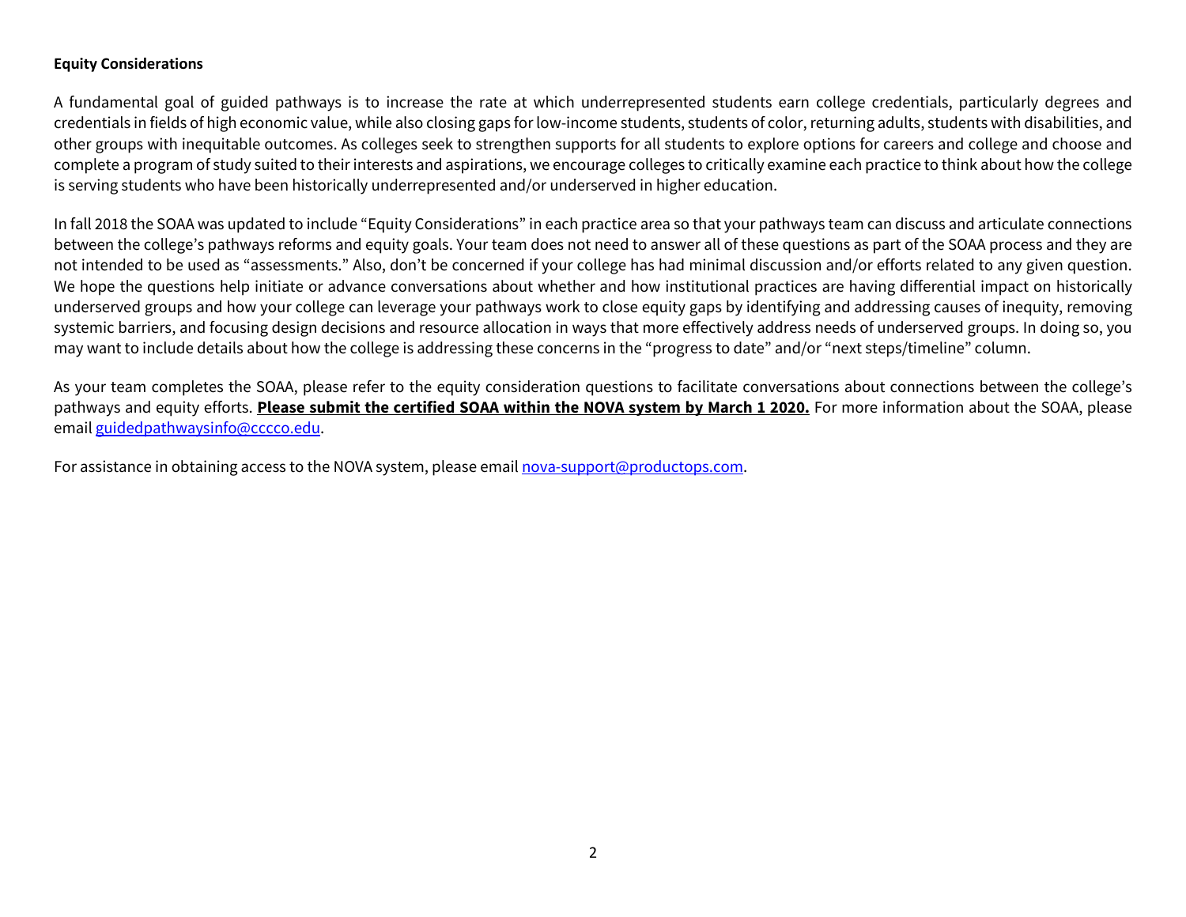**Equity Considerations**

A fundamental goal of guided pathways is to increase the rate at which underrepresented students earn college credentials, particularly degrees and credentials in fields of high economic value, while also closing gaps for low-income students, students of color, returning adults, students with disabilities, and other groups with inequitable outcomes. As colleges seek to strengthen supports for all students to explore options for careers and college and choose and complete a program of study suited to their interests and aspirations, we encourage colleges to critically examine each practice to think about how the college is serving students who have been historically underrepresented and/or underserved in higher education.

In fall 2018 the SOAA was updated to include "Equity Considerations" in each practice area so that your pathways team can discuss and articulate connections between the college's pathways reforms and equity goals. Your team does not need to answer all of these questions as part of the SOAA process and they are not intended to be used as "assessments." Also, don't be concerned if your college has had minimal discussion and/or efforts related to any given question. We hope the questions help initiate or advance conversations about whether and how institutional practices are having differential impact on historically underserved groups and how your college can leverage your pathways work to close equity gaps by identifying and addressing causes of inequity, removing systemic barriers, and focusing design decisions and resource allocation in ways that more effectively address needs of underserved groups. In doing so, you may want to include details about how the college is addressing these concerns in the "progress to date" and/or "next steps/timeline" column.

As your team completes the SOAA, please refer to the equity consideration questions to facilitate conversations about connections between the college's pathways and equity efforts. **Please submit the certified SOAA within the NOVA system by March 1 2020.** For more information about the SOAA, please email guidedpathwaysinfo@cccco.edu.

For assistance in obtaining access to the NOVA system, please email nova-support@productops.com.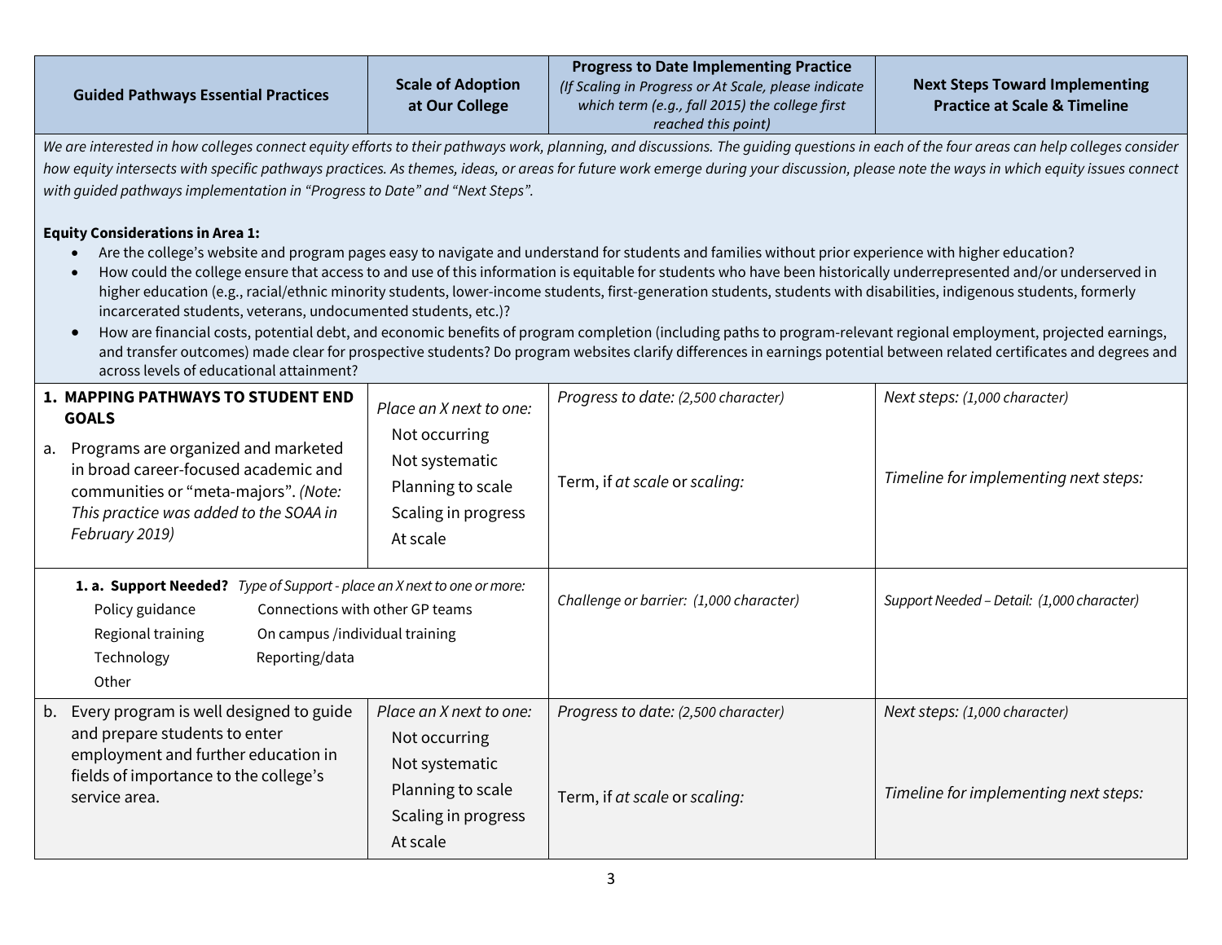| Guided Pathways Essential Practices | Scale of Adoption at Our College | Progress to Date Implementing Practice *(If Scaling in Progress or At Scale, please indicate which term (e.g., fall 2015) the college first reached this point)* | Next Steps Toward Implementing Practice at Scale & Timeline |
|---|---|---|---|
| *We are interested in how colleges connect equity efforts to their pathways work, planning, and discussions. The guiding questions in each of the four areas can help colleges consider how equity intersects with specific pathways practices. As themes, ideas, or areas for future work emerge during your discussion, please note the ways in which equity issues connect with guided pathways implementation in "Progress to Date" and "Next Steps".*<br><br>**Equity Considerations in Area 1:**<br>• Are the college's website and program pages easy to navigate and understand for students and families without prior experience with higher education?<br>• How could the college ensure that access to and use of this information is equitable for students who have been historically underrepresented and/or underserved in higher education (e.g., racial/ethnic minority students, lower-income students, first-generation students, students with disabilities, indigenous students, formerly incarcerated students, veterans, undocumented students, etc.)?<br>• How are financial costs, potential debt, and economic benefits of program completion (including paths to program-relevant regional employment, projected earnings, and transfer outcomes) made clear for prospective students? Do program websites clarify differences in earnings potential between related certificates and degrees and across levels of educational attainment? | | | |
| **1. MAPPING PATHWAYS TO STUDENT END GOALS**<br>a. Programs are organized and marketed in broad career-focused academic and communities or "meta-majors". *(Note: This practice was added to the SOAA in February 2019)* | *Place an X next to one:*<br>Not occurring<br>Not systematic<br>Planning to scale<br>Scaling in progress<br>At scale | *Progress to date: (2,500 character)*<br><br>Term, if *at scale* or *scaling:* | *Next steps: (1,000 character)*<br><br>*Timeline for implementing next steps:* |
| **1. a. Support Needed?** *Type of Support - place an X next to one or more:*<br>Policy guidance<br>Regional training<br>Technology<br>Other<br>Connections with other GP teams<br>On campus /individual training<br>Reporting/data | | *Challenge or barrier: (1,000 character)* | *Support Needed – Detail: (1,000 character)* |
| b. Every program is well designed to guide and prepare students to enter employment and further education in fields of importance to the college's service area. | *Place an X next to one:*<br>Not occurring<br>Not systematic<br>Planning to scale<br>Scaling in progress<br>At scale | *Progress to date: (2,500 character)*<br><br>Term, if *at scale* or *scaling:* | *Next steps: (1,000 character)*<br><br>*Timeline for implementing next steps:* |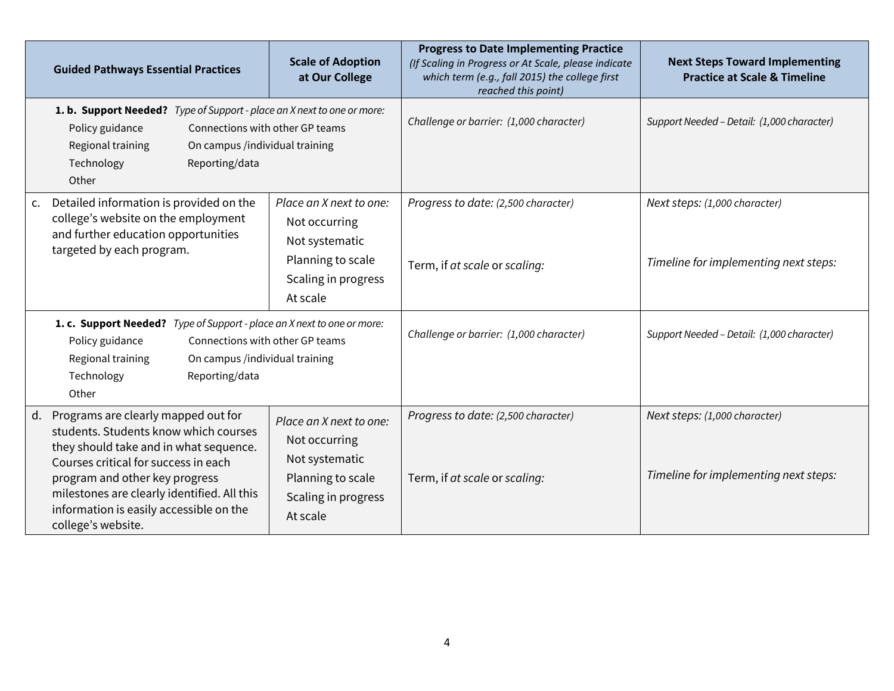| Guided Pathways Essential Practices | Scale of Adoption at Our College | Progress to Date Implementing Practice *(If Scaling in Progress or At Scale, please indicate which term (e.g., fall 2015) the college first reached this point)* | Next Steps Toward Implementing Practice at Scale & Timeline |
|---|---|---|---|
| **1. b. Support Needed?** *Type of Support - place an X next to one or more:*<br>Policy guidance<br>Regional training<br>Technology<br>Other<br>Connections with other GP teams<br>On campus /individual training<br>Reporting/data | | *Challenge or barrier: (1,000 character)* | *Support Needed – Detail: (1,000 character)* |
| c. Detailed information is provided on the college's website on the employment and further education opportunities targeted by each program. | *Place an X next to one:*<br>Not occurring<br>Not systematic<br>Planning to scale<br>Scaling in progress<br>At scale | *Progress to date: (2,500 character)*<br><br>Term, if *at scale* or *scaling:* | *Next steps: (1,000 character)*<br><br>*Timeline for implementing next steps:* |
| **1. c. Support Needed?** *Type of Support - place an X next to one or more:*<br>Policy guidance<br>Regional training<br>Technology<br>Other<br>Connections with other GP teams<br>On campus /individual training<br>Reporting/data | | *Challenge or barrier: (1,000 character)* | *Support Needed – Detail: (1,000 character)* |
| d. Programs are clearly mapped out for students. Students know which courses they should take and in what sequence. Courses critical for success in each program and other key progress milestones are clearly identified. All this information is easily accessible on the college's website. | *Place an X next to one:*<br>Not occurring<br>Not systematic<br>Planning to scale<br>Scaling in progress<br>At scale | *Progress to date: (2,500 character)*<br><br>Term, if *at scale* or *scaling:* | *Next steps: (1,000 character)*<br><br>*Timeline for implementing next steps:* |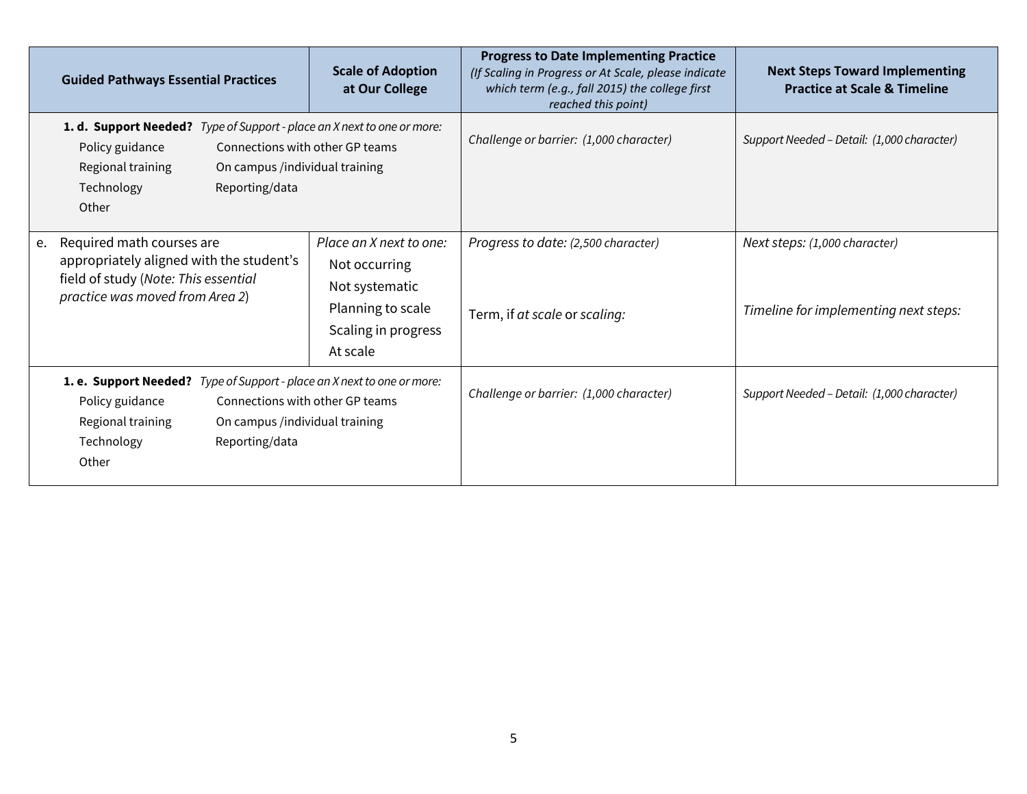| Guided Pathways Essential Practices | Scale of Adoption at Our College | Progress to Date Implementing Practice *(If Scaling in Progress or At Scale, please indicate which term (e.g., fall 2015) the college first reached this point)* | Next Steps Toward Implementing Practice at Scale & Timeline |
|---|---|---|---|
| **1. d. Support Needed?** *Type of Support - place an X next to one or more:*<br>Policy guidance<br>Connections with other GP teams<br>Regional training<br>On campus /individual training<br>Technology<br>Reporting/data<br>Other | | *Challenge or barrier: (1,000 character)* | *Support Needed – Detail: (1,000 character)* |
| e. Required math courses are appropriately aligned with the student's field of study (*Note: This essential practice was moved from Area 2*) | *Place an X next to one:*<br>Not occurring<br>Not systematic<br>Planning to scale<br>Scaling in progress<br>At scale | *Progress to date: (2,500 character)*<br><br>Term, if *at scale* or *scaling:* | *Next steps: (1,000 character)*<br><br>*Timeline for implementing next steps:* |
| **1. e. Support Needed?** *Type of Support - place an X next to one or more:*<br>Policy guidance<br>Connections with other GP teams<br>Regional training<br>On campus /individual training<br>Technology<br>Reporting/data<br>Other | | *Challenge or barrier: (1,000 character)* | *Support Needed – Detail: (1,000 character)* |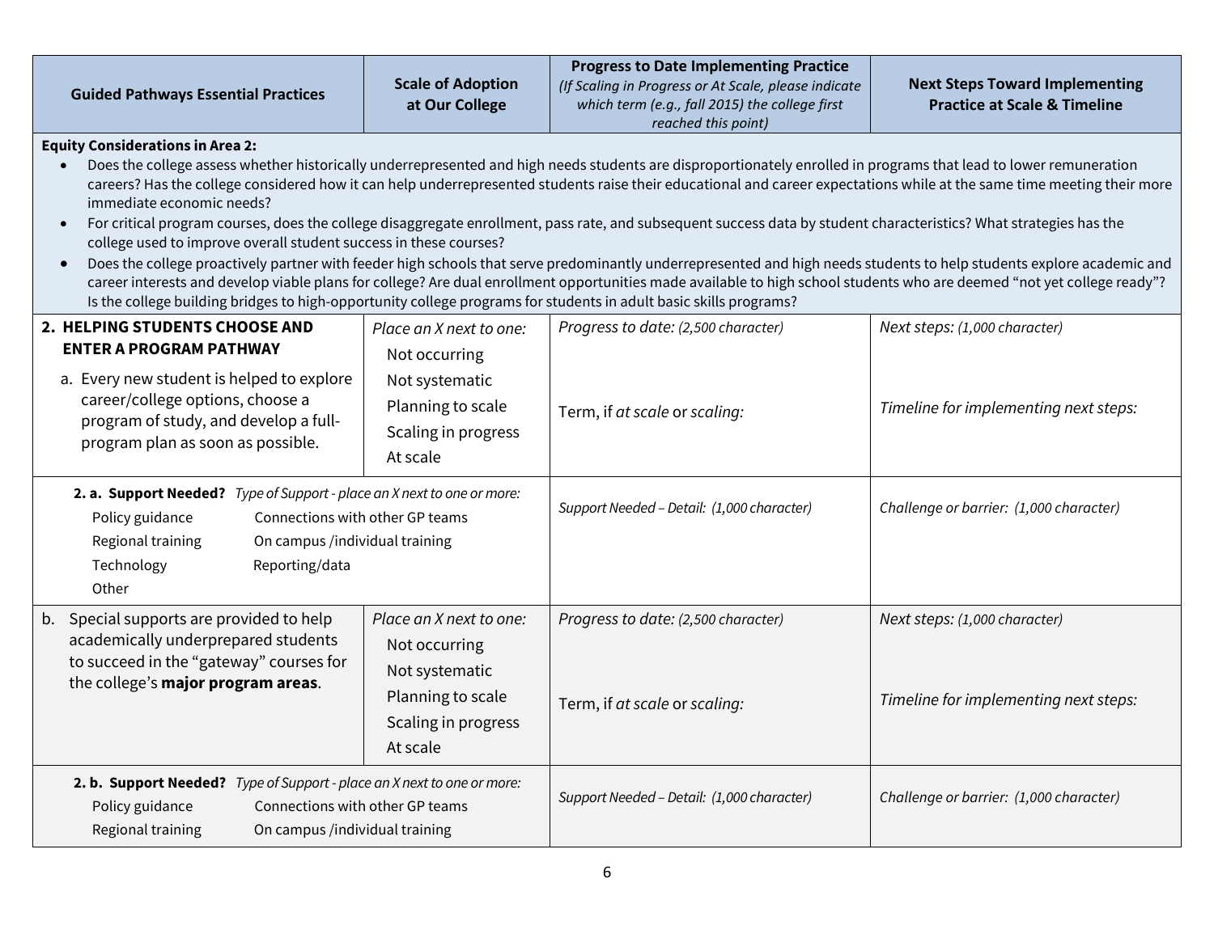| Guided Pathways Essential Practices | Scale of Adoption at Our College | Progress to Date Implementing Practice *(If Scaling in Progress or At Scale, please indicate which term (e.g., fall 2015) the college first reached this point)* | Next Steps Toward Implementing Practice at Scale & Timeline |
|---|---|---|---|
| **Equity Considerations in Area 2:**<br>• Does the college assess whether historically underrepresented and high needs students are disproportionately enrolled in programs that lead to lower remuneration careers? Has the college considered how it can help underrepresented students raise their educational and career expectations while at the same time meeting their more immediate economic needs?<br>• For critical program courses, does the college disaggregate enrollment, pass rate, and subsequent success data by student characteristics? What strategies has the college used to improve overall student success in these courses?<br>• Does the college proactively partner with feeder high schools that serve predominantly underrepresented and high needs students to help students explore academic and career interests and develop viable plans for college? Are dual enrollment opportunities made available to high school students who are deemed "not yet college ready"? Is the college building bridges to high-opportunity college programs for students in adult basic skills programs? | | | |
| **2. HELPING STUDENTS CHOOSE AND ENTER A PROGRAM PATHWAY**<br>a. Every new student is helped to explore career/college options, choose a program of study, and develop a full-program plan as soon as possible. | *Place an X next to one:*<br>Not occurring<br>Not systematic<br>Planning to scale<br>Scaling in progress<br>At scale | *Progress to date: (2,500 character)*<br><br>Term, if *at scale* or *scaling:* | *Next steps: (1,000 character)*<br><br>*Timeline for implementing next steps:* |
| **2. a. Support Needed?** *Type of Support - place an X next to one or more:*<br>Policy guidance<br>Regional training<br>Technology<br>Other<br>Connections with other GP teams<br>On campus /individual training<br>Reporting/data | | *Support Needed – Detail: (1,000 character)* | *Challenge or barrier: (1,000 character)* |
| b. Special supports are provided to help academically underprepared students to succeed in the "gateway" courses for the college's **major program areas**. | *Place an X next to one:*<br>Not occurring<br>Not systematic<br>Planning to scale<br>Scaling in progress<br>At scale | *Progress to date: (2,500 character)*<br><br>Term, if *at scale* or *scaling:* | *Next steps: (1,000 character)*<br><br>*Timeline for implementing next steps:* |
| **2. b. Support Needed?** *Type of Support - place an X next to one or more:*<br>Policy guidance<br>Regional training<br>Connections with other GP teams<br>On campus /individual training | | *Support Needed – Detail: (1,000 character)* | *Challenge or barrier: (1,000 character)* |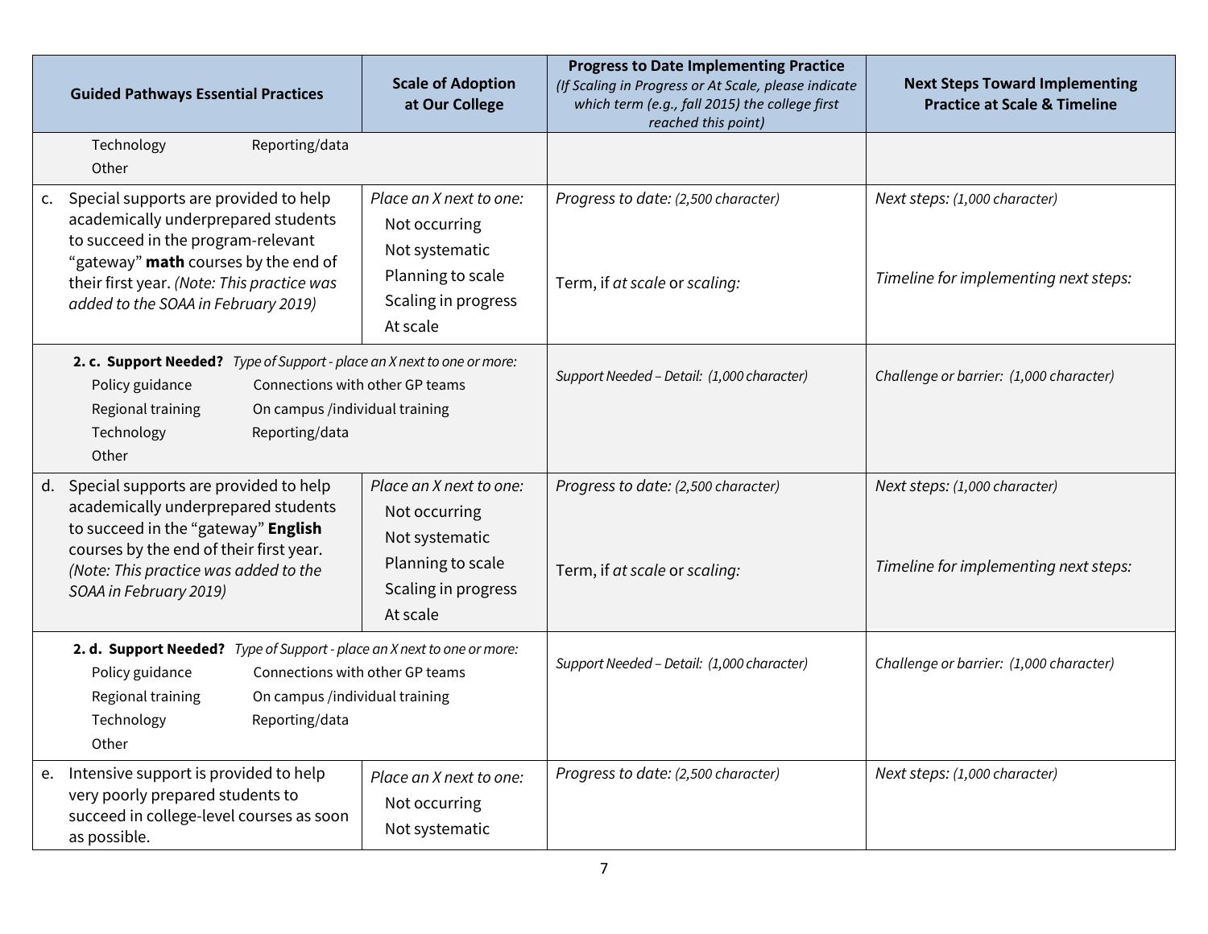| Guided Pathways Essential Practices | Scale of Adoption at Our College | Progress to Date Implementing Practice *(If Scaling in Progress or At Scale, please indicate which term (e.g., fall 2015) the college first reached this point)* | Next Steps Toward Implementing Practice at Scale & Timeline |
|---|---|---|---|
| Technology Reporting/data<br>Other | | | |
| c. Special supports are provided to help academically underprepared students to succeed in the program-relevant "gateway" **math** courses by the end of their first year. *(Note: This practice was added to the SOAA in February 2019)* | *Place an X next to one:*<br>Not occurring<br>Not systematic<br>Planning to scale<br>Scaling in progress<br>At scale | *Progress to date: (2,500 character)*<br><br>Term, if *at scale* or *scaling:* | *Next steps: (1,000 character)*<br><br>*Timeline for implementing next steps:* |
| **2. c. Support Needed?** *Type of Support - place an X next to one or more:*<br>Policy guidance Connections with other GP teams<br>Regional training On campus /individual training<br>Technology Reporting/data<br>Other | | *Support Needed – Detail: (1,000 character)* | *Challenge or barrier: (1,000 character)* |
| d. Special supports are provided to help academically underprepared students to succeed in the "gateway" **English** courses by the end of their first year. *(Note: This practice was added to the SOAA in February 2019)* | *Place an X next to one:*<br>Not occurring<br>Not systematic<br>Planning to scale<br>Scaling in progress<br>At scale | *Progress to date: (2,500 character)*<br><br>Term, if *at scale* or *scaling:* | *Next steps: (1,000 character)*<br><br>*Timeline for implementing next steps:* |
| **2. d. Support Needed?** *Type of Support - place an X next to one or more:*<br>Policy guidance Connections with other GP teams<br>Regional training On campus /individual training<br>Technology Reporting/data<br>Other | | *Support Needed – Detail: (1,000 character)* | *Challenge or barrier: (1,000 character)* |
| e. Intensive support is provided to help very poorly prepared students to succeed in college-level courses as soon as possible. | *Place an X next to one:*<br>Not occurring<br>Not systematic | *Progress to date: (2,500 character)* | *Next steps: (1,000 character)* |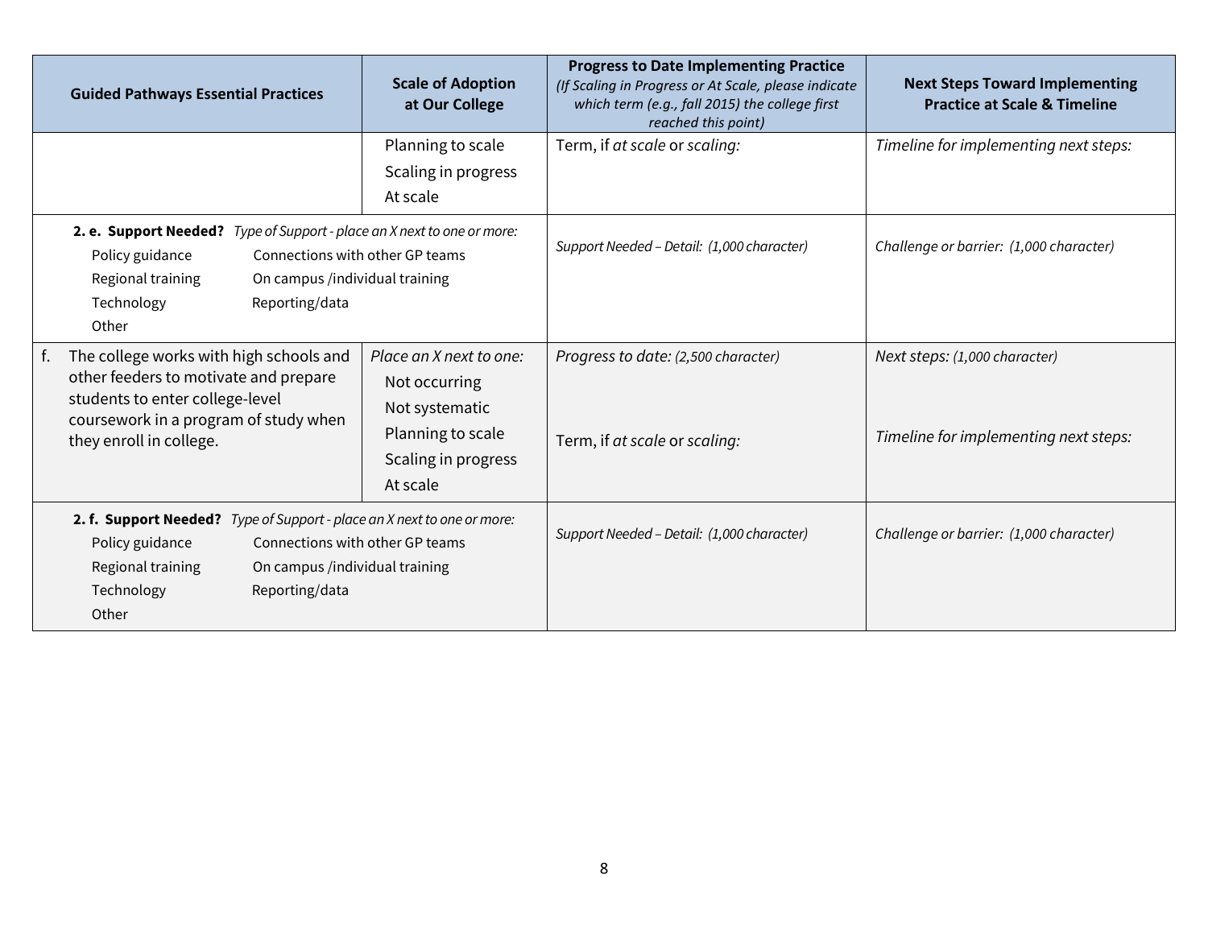| Guided Pathways Essential Practices | Scale of Adoption at Our College | Progress to Date Implementing Practice *(If Scaling in Progress or At Scale, please indicate which term (e.g., fall 2015) the college first reached this point)* | Next Steps Toward Implementing Practice at Scale & Timeline |
|---|---|---|---|
| | Planning to scale<br>Scaling in progress<br>At scale | Term, if *at scale* or *scaling:* | *Timeline for implementing next steps:* |
| **2. e. Support Needed?** *Type of Support - place an X next to one or more:*<br>Policy guidance<br>Connections with other GP teams<br>Regional training<br>On campus /individual training<br>Technology<br>Reporting/data<br>Other | | *Support Needed – Detail: (1,000 character)* | *Challenge or barrier: (1,000 character)* |
| f. The college works with high schools and other feeders to motivate and prepare students to enter college-level coursework in a program of study when they enroll in college. | *Place an X next to one:*<br>Not occurring<br>Not systematic<br>Planning to scale<br>Scaling in progress<br>At scale | *Progress to date: (2,500 character)*<br><br>Term, if *at scale* or *scaling:* | *Next steps: (1,000 character)*<br><br>*Timeline for implementing next steps:* |
| **2. f. Support Needed?** *Type of Support - place an X next to one or more:*<br>Policy guidance<br>Connections with other GP teams<br>Regional training<br>On campus /individual training<br>Technology<br>Reporting/data<br>Other | | *Support Needed – Detail: (1,000 character)* | *Challenge or barrier: (1,000 character)* |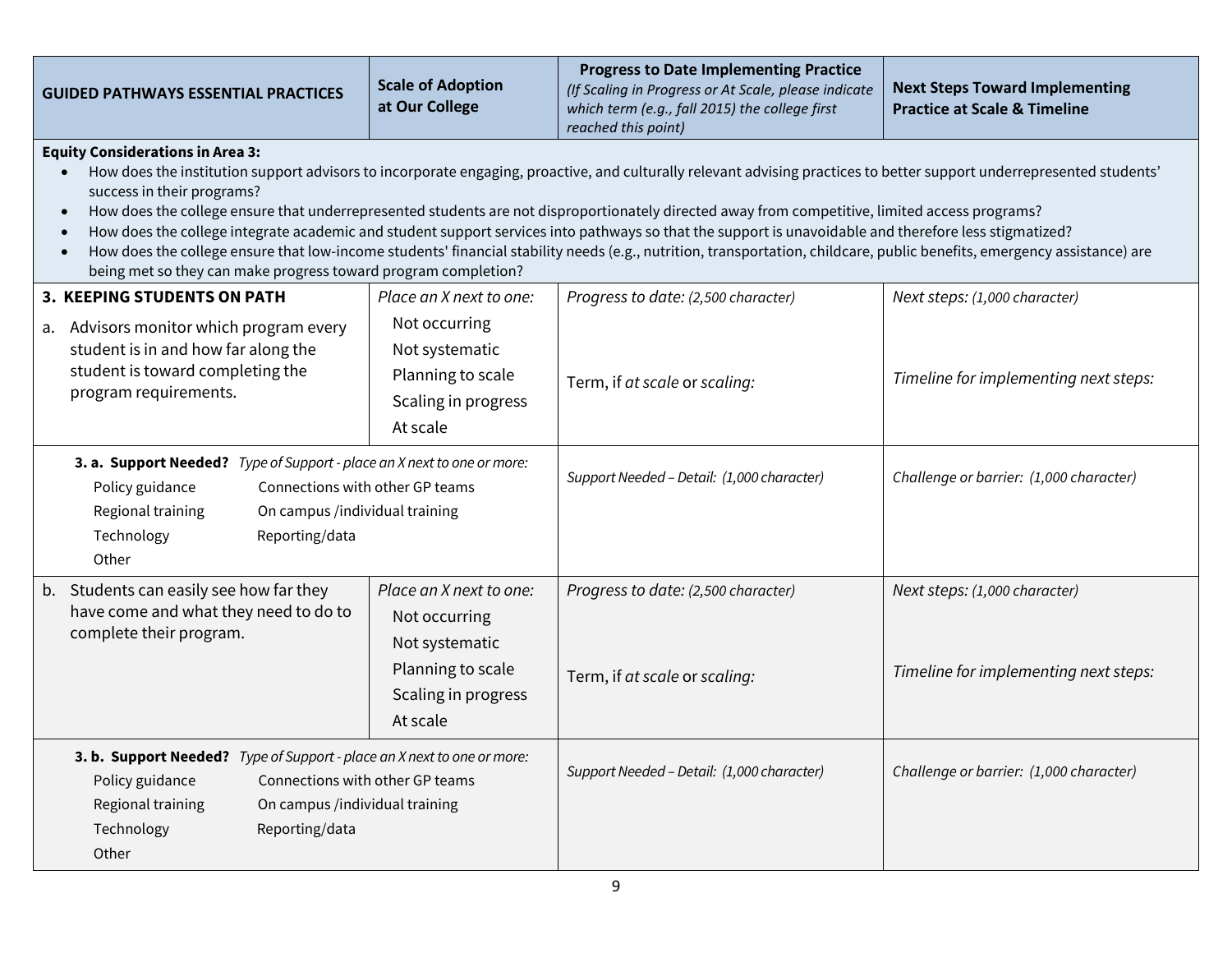| GUIDED PATHWAYS ESSENTIAL PRACTICES | Scale of Adoption at Our College | Progress to Date Implementing Practice *(If Scaling in Progress or At Scale, please indicate which term (e.g., fall 2015) the college first reached this point)* | Next Steps Toward Implementing Practice at Scale & Timeline |
|---|---|---|---|
| **Equity Considerations in Area 3:** <ul><li>How does the institution support advisors to incorporate engaging, proactive, and culturally relevant advising practices to better support underrepresented students' success in their programs?</li><li>How does the college ensure that underrepresented students are not disproportionately directed away from competitive, limited access programs?</li><li>How does the college integrate academic and student support services into pathways so that the support is unavoidable and therefore less stigmatized?</li><li>How does the college ensure that low-income students' financial stability needs (e.g., nutrition, transportation, childcare, public benefits, emergency assistance) are being met so they can make progress toward program completion?</li></ul> | | | |
| **3. KEEPING STUDENTS ON PATH**<br>a. Advisors monitor which program every student is in and how far along the student is toward completing the program requirements. | *Place an X next to one:*<br>Not occurring<br>Not systematic<br>Planning to scale<br>Scaling in progress<br>At scale | *Progress to date: (2,500 character)*<br><br>Term, if *at scale* or *scaling:* | *Next steps: (1,000 character)*<br><br>*Timeline for implementing next steps:* |
| **3. a. Support Needed?** *Type of Support - place an X next to one or more:*<br>Policy guidance<br>Regional training<br>Technology<br>Other<br>Connections with other GP teams<br>On campus /individual training<br>Reporting/data | | *Support Needed – Detail: (1,000 character)* | *Challenge or barrier: (1,000 character)* |
| b. Students can easily see how far they have come and what they need to do to complete their program. | *Place an X next to one:*<br>Not occurring<br>Not systematic<br>Planning to scale<br>Scaling in progress<br>At scale | *Progress to date: (2,500 character)*<br><br>Term, if *at scale* or *scaling:* | *Next steps: (1,000 character)*<br><br>*Timeline for implementing next steps:* |
| **3. b. Support Needed?** *Type of Support - place an X next to one or more:*<br>Policy guidance<br>Regional training<br>Technology<br>Other<br>Connections with other GP teams<br>On campus /individual training<br>Reporting/data | | *Support Needed – Detail: (1,000 character)* | *Challenge or barrier: (1,000 character)* |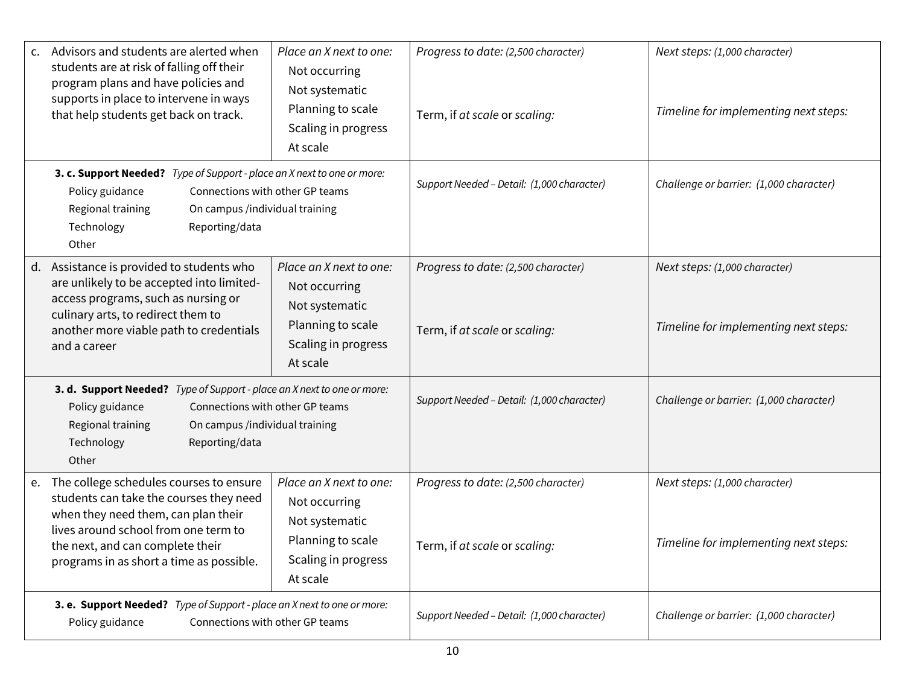| | | | |
|---|---|---|---|
| c. Advisors and students are alerted when students are at risk of falling off their program plans and have policies and supports in place to intervene in ways that help students get back on track. | *Place an X next to one:*<br>Not occurring<br>Not systematic<br>Planning to scale<br>Scaling in progress<br>At scale | *Progress to date: (2,500 character)*<br><br>Term, if *at scale* or *scaling:* | *Next steps: (1,000 character)*<br><br>*Timeline for implementing next steps:* |
| **3. c. Support Needed?** *Type of Support - place an X next to one or more:*<br>Policy guidance — Connections with other GP teams<br>Regional training — On campus /individual training<br>Technology — Reporting/data<br>Other | | *Support Needed – Detail: (1,000 character)* | *Challenge or barrier: (1,000 character)* |
| d. Assistance is provided to students who are unlikely to be accepted into limited-access programs, such as nursing or culinary arts, to redirect them to another more viable path to credentials and a career | *Place an X next to one:*<br>Not occurring<br>Not systematic<br>Planning to scale<br>Scaling in progress<br>At scale | *Progress to date: (2,500 character)*<br><br>Term, if *at scale* or *scaling:* | *Next steps: (1,000 character)*<br><br>*Timeline for implementing next steps:* |
| **3. d. Support Needed?** *Type of Support - place an X next to one or more:*<br>Policy guidance — Connections with other GP teams<br>Regional training — On campus /individual training<br>Technology — Reporting/data<br>Other | | *Support Needed – Detail: (1,000 character)* | *Challenge or barrier: (1,000 character)* |
| e. The college schedules courses to ensure students can take the courses they need when they need them, can plan their lives around school from one term to the next, and can complete their programs in as short a time as possible. | *Place an X next to one:*<br>Not occurring<br>Not systematic<br>Planning to scale<br>Scaling in progress<br>At scale | *Progress to date: (2,500 character)*<br><br>Term, if *at scale* or *scaling:* | *Next steps: (1,000 character)*<br><br>*Timeline for implementing next steps:* |
| **3. e. Support Needed?** *Type of Support - place an X next to one or more:*<br>Policy guidance — Connections with other GP teams | | *Support Needed – Detail: (1,000 character)* | *Challenge or barrier: (1,000 character)* |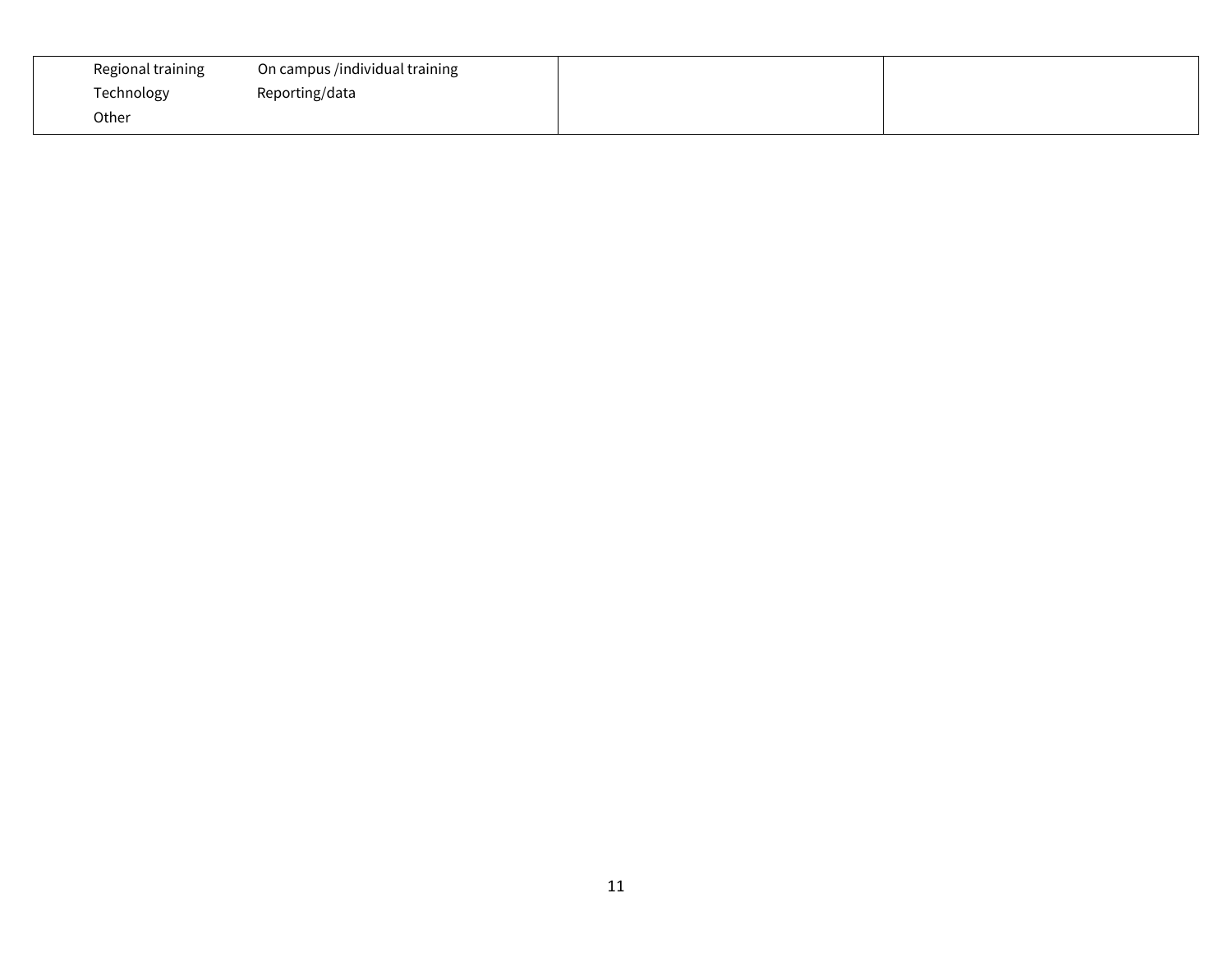| | | |
|---|---|---|
| Regional training On campus /individual training<br>Technology Reporting/data<br>Other | | |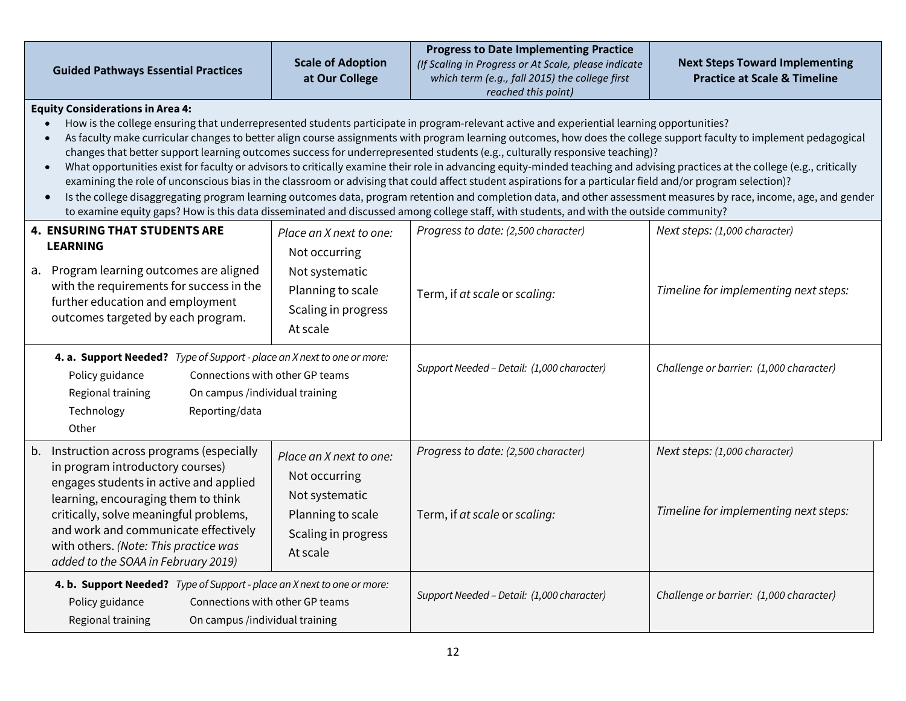| Guided Pathways Essential Practices | Scale of Adoption at Our College | Progress to Date Implementing Practice *(If Scaling in Progress or At Scale, please indicate which term (e.g., fall 2015) the college first reached this point)* | Next Steps Toward Implementing Practice at Scale & Timeline |
|---|---|---|---|
| **Equity Considerations in Area 4:**<br>• How is the college ensuring that underrepresented students participate in program-relevant active and experiential learning opportunities?<br>• As faculty make curricular changes to better align course assignments with program learning outcomes, how does the college support faculty to implement pedagogical changes that better support learning outcomes success for underrepresented students (e.g., culturally responsive teaching)?<br>• What opportunities exist for faculty or advisors to critically examine their role in advancing equity-minded teaching and advising practices at the college (e.g., critically examining the role of unconscious bias in the classroom or advising that could affect student aspirations for a particular field and/or program selection)?<br>• Is the college disaggregating program learning outcomes data, program retention and completion data, and other assessment measures by race, income, age, and gender to examine equity gaps? How is this data disseminated and discussed among college staff, with students, and with the outside community? | | | |
| **4. ENSURING THAT STUDENTS ARE LEARNING**<br>a. Program learning outcomes are aligned with the requirements for success in the further education and employment outcomes targeted by each program. | *Place an X next to one:*<br>Not occurring<br>Not systematic<br>Planning to scale<br>Scaling in progress<br>At scale | *Progress to date: (2,500 character)*<br><br>Term, if *at scale* or *scaling:* | *Next steps: (1,000 character)*<br><br>*Timeline for implementing next steps:* |
| **4. a. Support Needed?** *Type of Support - place an X next to one or more:*<br>Policy guidance<br>Connections with other GP teams<br>Regional training<br>On campus /individual training<br>Technology<br>Reporting/data<br>Other | | *Support Needed – Detail: (1,000 character)* | *Challenge or barrier: (1,000 character)* |
| b. Instruction across programs (especially in program introductory courses) engages students in active and applied learning, encouraging them to think critically, solve meaningful problems, and work and communicate effectively with others. *(Note: This practice was added to the SOAA in February 2019)* | *Place an X next to one:*<br>Not occurring<br>Not systematic<br>Planning to scale<br>Scaling in progress<br>At scale | *Progress to date: (2,500 character)*<br><br>Term, if *at scale* or *scaling:* | *Next steps: (1,000 character)*<br><br>*Timeline for implementing next steps:* |
| **4. b. Support Needed?** *Type of Support - place an X next to one or more:*<br>Policy guidance<br>Connections with other GP teams<br>Regional training<br>On campus /individual training | | *Support Needed – Detail: (1,000 character)* | *Challenge or barrier: (1,000 character)* |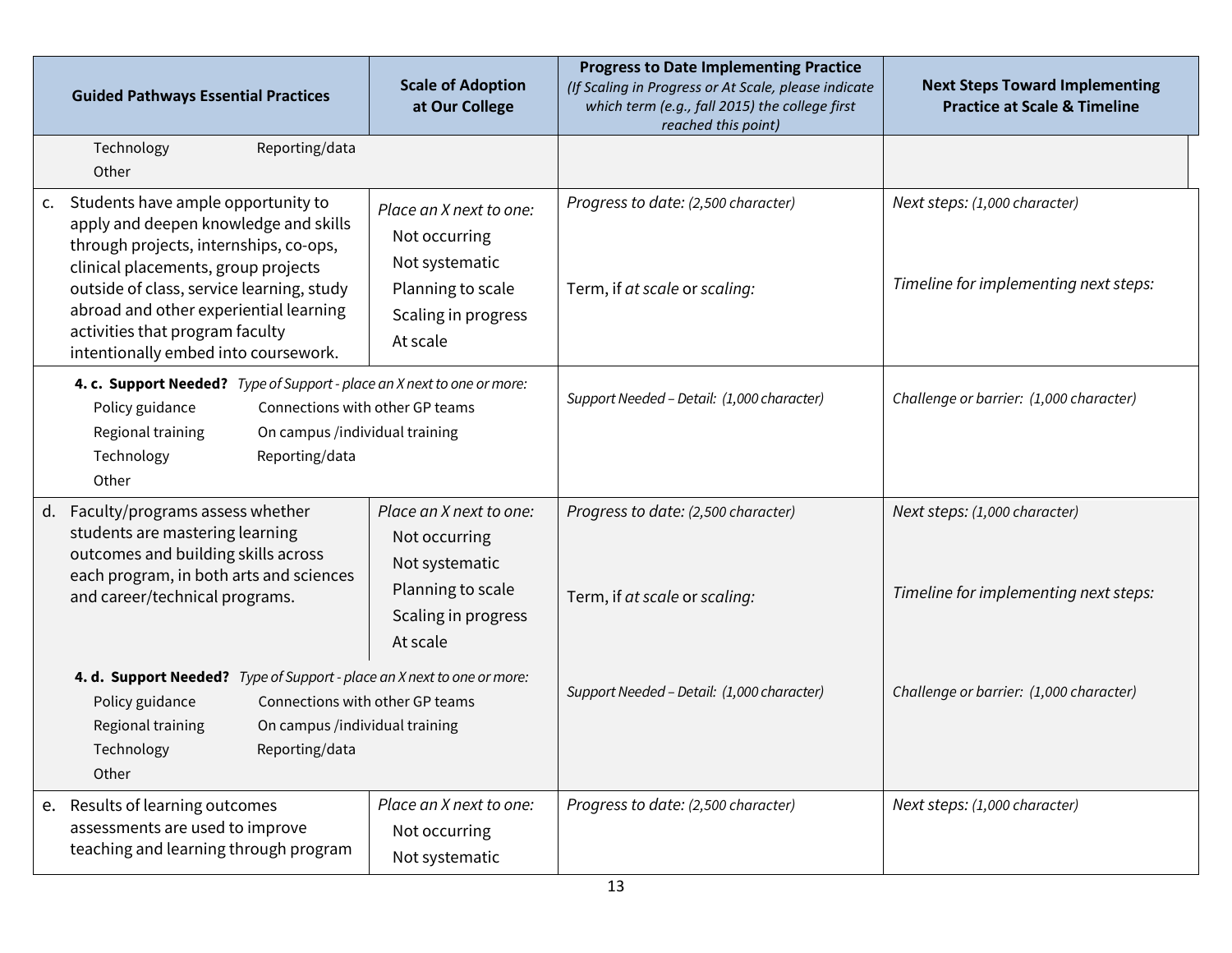| Guided Pathways Essential Practices | Scale of Adoption at Our College | Progress to Date Implementing Practice *(If Scaling in Progress or At Scale, please indicate which term (e.g., fall 2015) the college first reached this point)* | Next Steps Toward Implementing Practice at Scale & Timeline |
|---|---|---|---|
| Technology Reporting/data<br>Other | | | |
| c. Students have ample opportunity to apply and deepen knowledge and skills through projects, internships, co-ops, clinical placements, group projects outside of class, service learning, study abroad and other experiential learning activities that program faculty intentionally embed into coursework. | *Place an X next to one:*<br>Not occurring<br>Not systematic<br>Planning to scale<br>Scaling in progress<br>At scale | *Progress to date: (2,500 character)*<br><br>Term, if *at scale* or *scaling:* | *Next steps: (1,000 character)*<br><br>*Timeline for implementing next steps:* |
| **4. c. Support Needed?** *Type of Support - place an X next to one or more:*<br>Policy guidance Connections with other GP teams<br>Regional training On campus /individual training<br>Technology Reporting/data<br>Other | | *Support Needed – Detail: (1,000 character)* | *Challenge or barrier: (1,000 character)* |
| d. Faculty/programs assess whether students are mastering learning outcomes and building skills across each program, in both arts and sciences and career/technical programs. | *Place an X next to one:*<br>Not occurring<br>Not systematic<br>Planning to scale<br>Scaling in progress<br>At scale | *Progress to date: (2,500 character)*<br><br>Term, if *at scale* or *scaling:* | *Next steps: (1,000 character)*<br><br>*Timeline for implementing next steps:* |
| **4. d. Support Needed?** *Type of Support - place an X next to one or more:*<br>Policy guidance Connections with other GP teams<br>Regional training On campus /individual training<br>Technology Reporting/data<br>Other | | *Support Needed – Detail: (1,000 character)* | *Challenge or barrier: (1,000 character)* |
| e. Results of learning outcomes assessments are used to improve teaching and learning through program | *Place an X next to one:*<br>Not occurring<br>Not systematic | *Progress to date: (2,500 character)* | *Next steps: (1,000 character)* |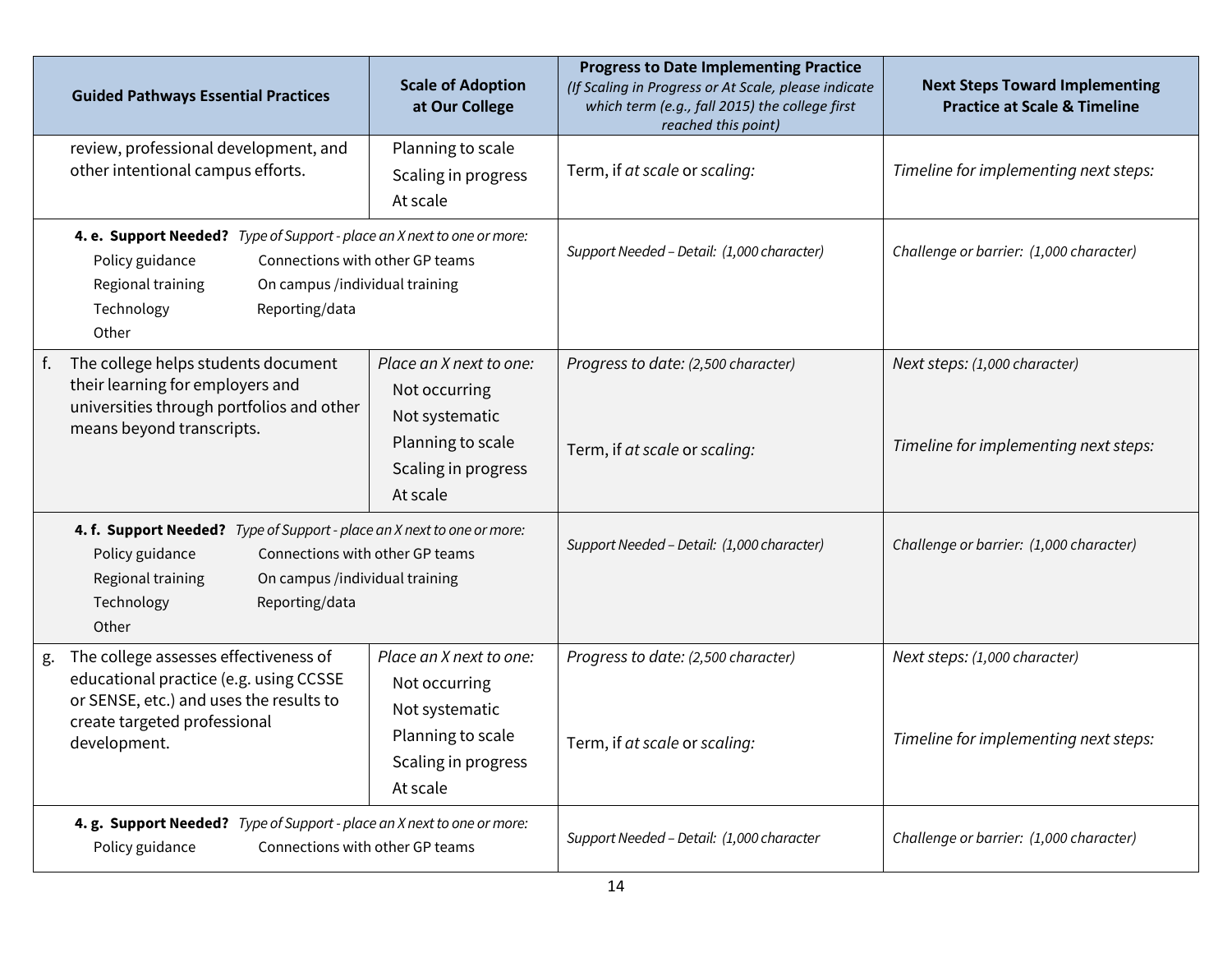| Guided Pathways Essential Practices | Scale of Adoption at Our College | Progress to Date Implementing Practice *(If Scaling in Progress or At Scale, please indicate which term (e.g., fall 2015) the college first reached this point)* | Next Steps Toward Implementing Practice at Scale & Timeline |
|---|---|---|---|
| review, professional development, and other intentional campus efforts. | Planning to scale<br>Scaling in progress<br>At scale | Term, if *at scale* or *scaling:* | *Timeline for implementing next steps:* |
| **4. e. Support Needed?** *Type of Support - place an X next to one or more:*<br>Policy guidance<br>Connections with other GP teams<br>Regional training<br>On campus /individual training<br>Technology<br>Reporting/data<br>Other | | *Support Needed – Detail: (1,000 character)* | *Challenge or barrier: (1,000 character)* |
| f. The college helps students document their learning for employers and universities through portfolios and other means beyond transcripts. | *Place an X next to one:*<br>Not occurring<br>Not systematic<br>Planning to scale<br>Scaling in progress<br>At scale | *Progress to date: (2,500 character)*<br><br>Term, if *at scale* or *scaling:* | *Next steps: (1,000 character)*<br><br>*Timeline for implementing next steps:* |
| **4. f. Support Needed?** *Type of Support - place an X next to one or more:*<br>Policy guidance<br>Connections with other GP teams<br>Regional training<br>On campus /individual training<br>Technology<br>Reporting/data<br>Other | | *Support Needed – Detail: (1,000 character)* | *Challenge or barrier: (1,000 character)* |
| g. The college assesses effectiveness of educational practice (e.g. using CCSSE or SENSE, etc.) and uses the results to create targeted professional development. | *Place an X next to one:*<br>Not occurring<br>Not systematic<br>Planning to scale<br>Scaling in progress<br>At scale | *Progress to date: (2,500 character)*<br><br>Term, if *at scale* or *scaling:* | *Next steps: (1,000 character)*<br><br>*Timeline for implementing next steps:* |
| **4. g. Support Needed?** *Type of Support - place an X next to one or more:*<br>Policy guidance<br>Connections with other GP teams | | *Support Needed – Detail: (1,000 character* | *Challenge or barrier: (1,000 character)* |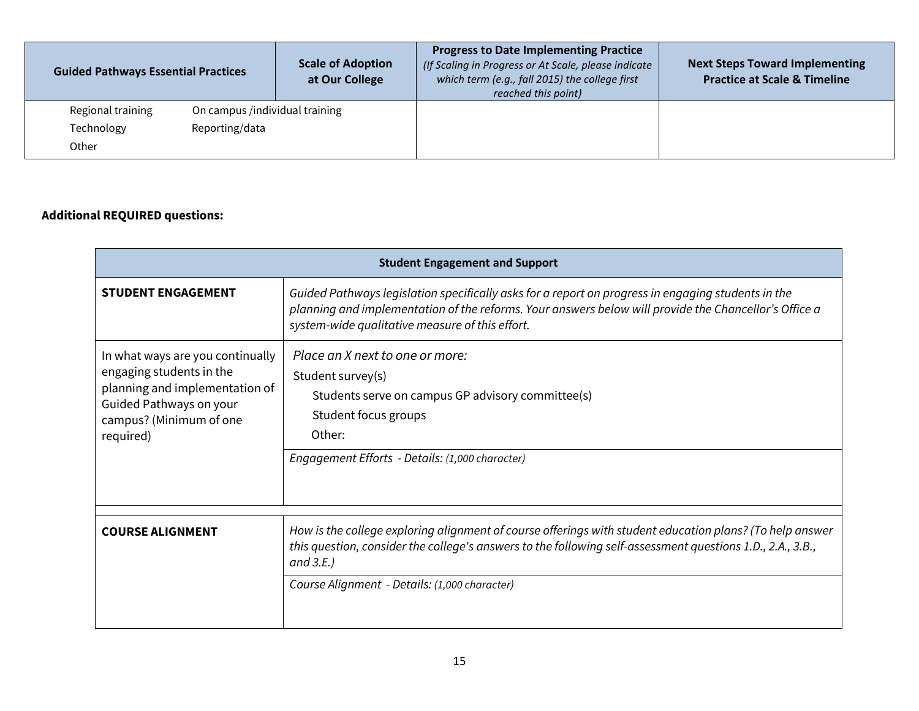| Guided Pathways Essential Practices | Scale of Adoption at Our College | Progress to Date Implementing Practice *(If Scaling in Progress or At Scale, please indicate which term (e.g., fall 2015) the college first reached this point)* | Next Steps Toward Implementing Practice at Scale & Timeline |
|---|---|---|---|
| Regional training On campus /individual training<br>Technology Reporting/data<br>Other | | | |

**Additional REQUIRED questions:**

| Student Engagement and Support | |
|---|---|
| **STUDENT ENGAGEMENT** | *Guided Pathways legislation specifically asks for a report on progress in engaging students in the planning and implementation of the reforms. Your answers below will provide the Chancellor's Office a system-wide qualitative measure of this effort.* |
| In what ways are you continually engaging students in the planning and implementation of Guided Pathways on your campus? (Minimum of one required) | *Place an X next to one or more:*<br>Student survey(s)<br>Students serve on campus GP advisory committee(s)<br>Student focus groups<br>Other: |
| | *Engagement Efforts - Details: (1,000 character)* |
| | |
| **COURSE ALIGNMENT** | *How is the college exploring alignment of course offerings with student education plans? (To help answer this question, consider the college's answers to the following self-assessment questions 1.D., 2.A., 3.B., and 3.E.)* |
| | *Course Alignment - Details: (1,000 character)* |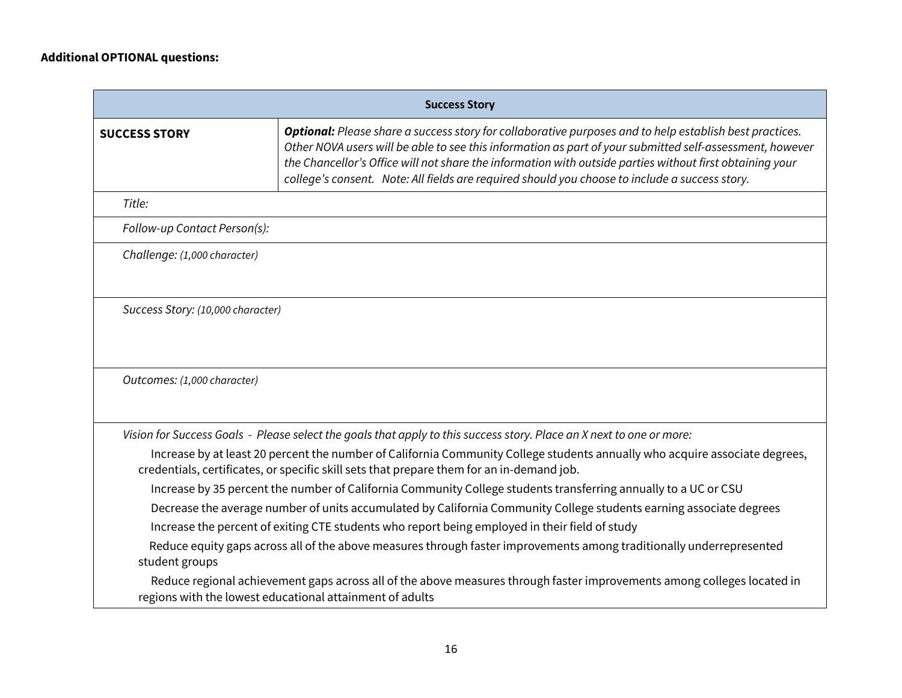**Additional OPTIONAL questions:**

| Success Story | |
|---|---|
| **SUCCESS STORY** | ***Optional:*** *Please share a success story for collaborative purposes and to help establish best practices. Other NOVA users will be able to see this information as part of your submitted self-assessment, however the Chancellor's Office will not share the information with outside parties without first obtaining your college's consent. Note: All fields are required should you choose to include a success story.* |
| *Title:* | |
| *Follow-up Contact Person(s):* | |
| *Challenge: (1,000 character)* | |
| *Success Story: (10,000 character)* | |
| *Outcomes: (1,000 character)* | |
| *Vision for Success Goals - Please select the goals that apply to this success story. Place an X next to one or more:*<br>Increase by at least 20 percent the number of California Community College students annually who acquire associate degrees, credentials, certificates, or specific skill sets that prepare them for an in-demand job.<br>Increase by 35 percent the number of California Community College students transferring annually to a UC or CSU<br>Decrease the average number of units accumulated by California Community College students earning associate degrees<br>Increase the percent of exiting CTE students who report being employed in their field of study<br>Reduce equity gaps across all of the above measures through faster improvements among traditionally underrepresented student groups<br>Reduce regional achievement gaps across all of the above measures through faster improvements among colleges located in regions with the lowest educational attainment of adults | |